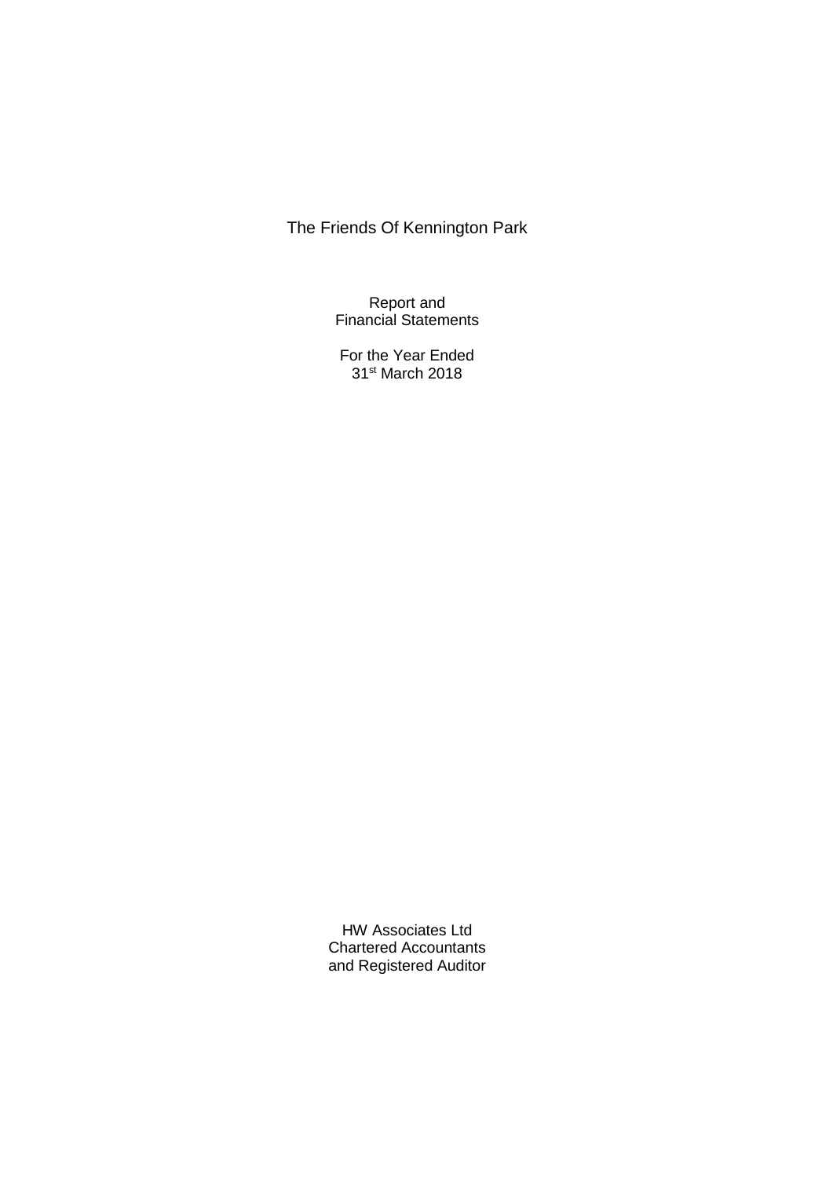# The Friends Of Kennington Park

Report and
Financial Statements

For the Year Ended
31st March 2018

HW Associates Ltd
Chartered Accountants
and Registered Auditor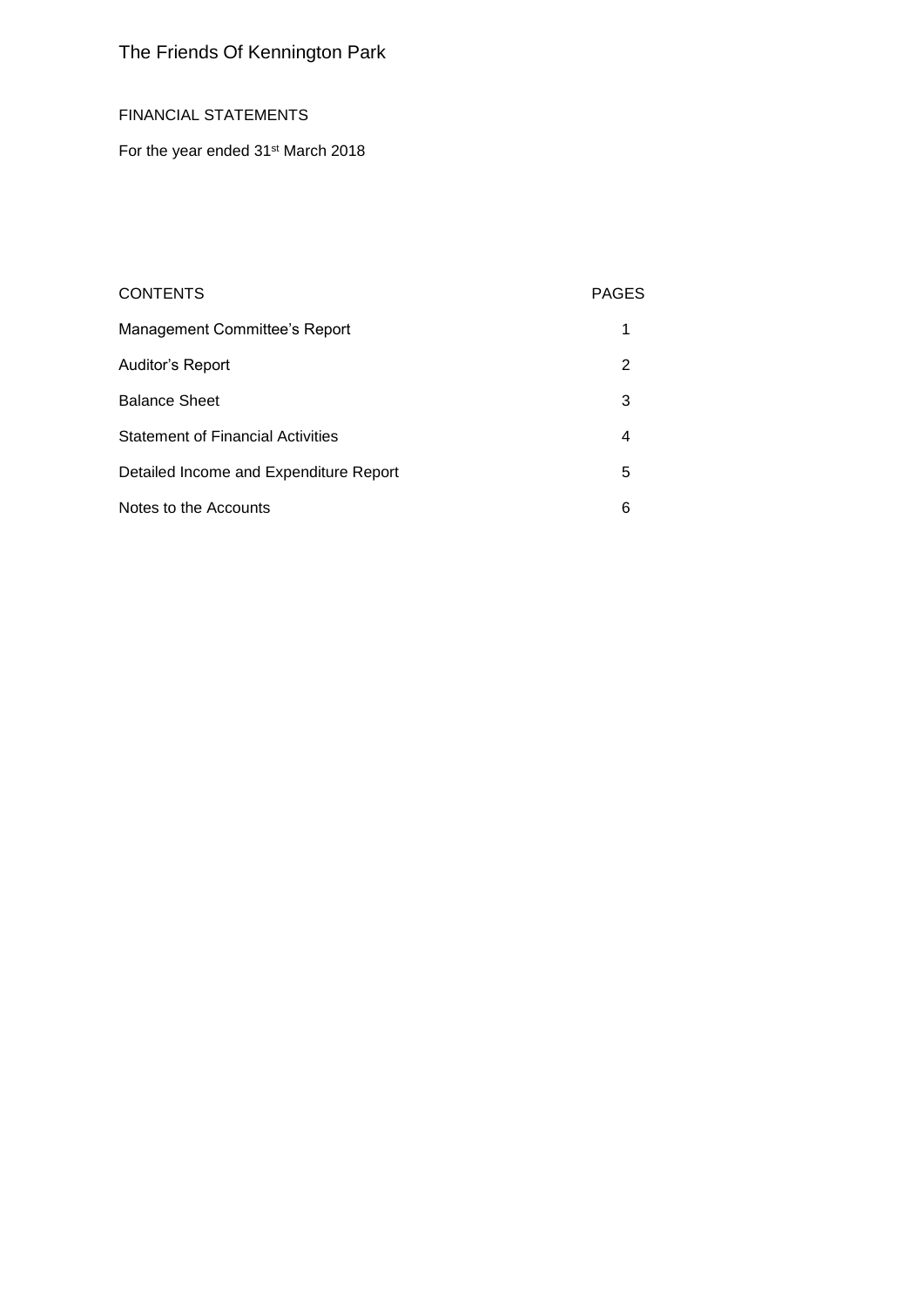# The Friends Of Kennington Park

FINANCIAL STATEMENTS

For the year ended 31st March 2018

| CONTENTS | PAGES |
| --- | --- |
| Management Committee's Report | 1 |
| Auditor's Report | 2 |
| Balance Sheet | 3 |
| Statement of Financial Activities | 4 |
| Detailed Income and Expenditure Report | 5 |
| Notes to the Accounts | 6 |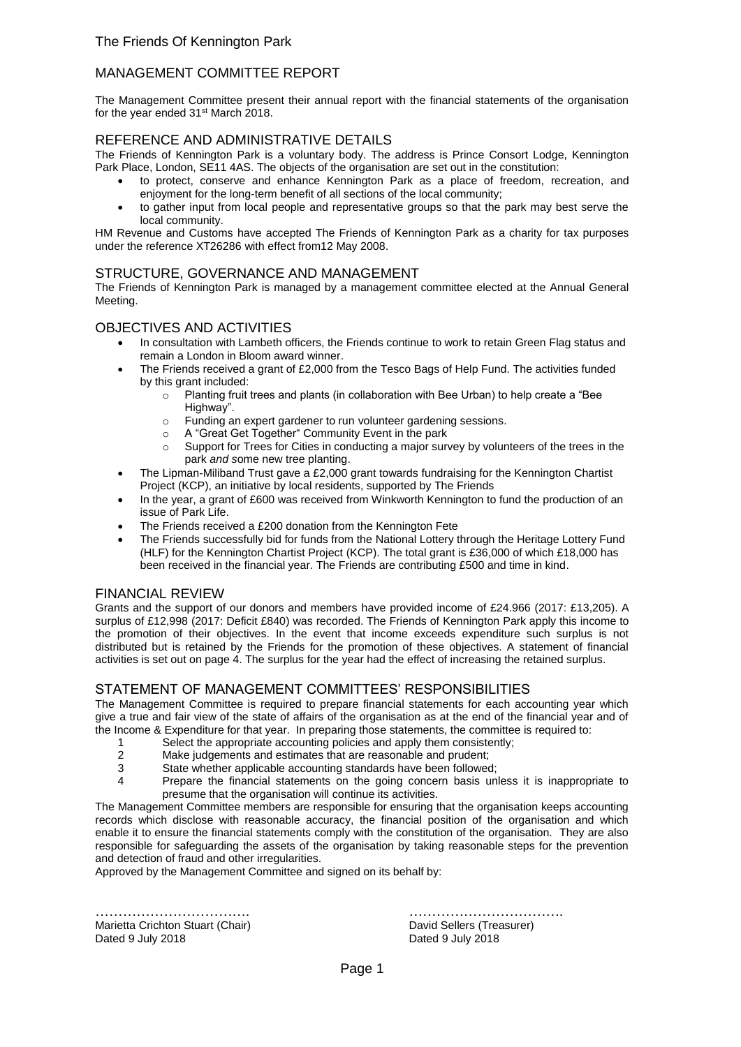The Friends Of Kennington Park

## MANAGEMENT COMMITTEE REPORT

The Management Committee present their annual report with the financial statements of the organisation for the year ended 31st March 2018.

### REFERENCE AND ADMINISTRATIVE DETAILS

The Friends of Kennington Park is a voluntary body. The address is Prince Consort Lodge, Kennington Park Place, London, SE11 4AS. The objects of the organisation are set out in the constitution:

- to protect, conserve and enhance Kennington Park as a place of freedom, recreation, and enjoyment for the long-term benefit of all sections of the local community;
- to gather input from local people and representative groups so that the park may best serve the local community.

HM Revenue and Customs have accepted The Friends of Kennington Park as a charity for tax purposes under the reference XT26286 with effect from12 May 2008.

### STRUCTURE, GOVERNANCE AND MANAGEMENT

The Friends of Kennington Park is managed by a management committee elected at the Annual General Meeting.

### OBJECTIVES AND ACTIVITIES

- In consultation with Lambeth officers, the Friends continue to work to retain Green Flag status and remain a London in Bloom award winner.
- The Friends received a grant of £2,000 from the Tesco Bags of Help Fund. The activities funded by this grant included:
  - Planting fruit trees and plants (in collaboration with Bee Urban) to help create a "Bee Highway".
  - Funding an expert gardener to run volunteer gardening sessions.
  - A "Great Get Together" Community Event in the park
  - Support for Trees for Cities in conducting a major survey by volunteers of the trees in the park *and* some new tree planting.
- The Lipman-Miliband Trust gave a £2,000 grant towards fundraising for the Kennington Chartist Project (KCP), an initiative by local residents, supported by The Friends
- In the year, a grant of £600 was received from Winkworth Kennington to fund the production of an issue of Park Life.
- The Friends received a £200 donation from the Kennington Fete
- The Friends successfully bid for funds from the National Lottery through the Heritage Lottery Fund (HLF) for the Kennington Chartist Project (KCP). The total grant is £36,000 of which £18,000 has been received in the financial year. The Friends are contributing £500 and time in kind.

### FINANCIAL REVIEW

Grants and the support of our donors and members have provided income of £24.966 (2017: £13,205). A surplus of £12,998 (2017: Deficit £840) was recorded. The Friends of Kennington Park apply this income to the promotion of their objectives. In the event that income exceeds expenditure such surplus is not distributed but is retained by the Friends for the promotion of these objectives. A statement of financial activities is set out on page 4. The surplus for the year had the effect of increasing the retained surplus.

### STATEMENT OF MANAGEMENT COMMITTEES' RESPONSIBILITIES

The Management Committee is required to prepare financial statements for each accounting year which give a true and fair view of the state of affairs of the organisation as at the end of the financial year and of the Income & Expenditure for that year. In preparing those statements, the committee is required to:

1. Select the appropriate accounting policies and apply them consistently;
2. Make judgements and estimates that are reasonable and prudent;
3. State whether applicable accounting standards have been followed;
4. Prepare the financial statements on the going concern basis unless it is inappropriate to presume that the organisation will continue its activities.

The Management Committee members are responsible for ensuring that the organisation keeps accounting records which disclose with reasonable accuracy, the financial position of the organisation and which enable it to ensure the financial statements comply with the constitution of the organisation. They are also responsible for safeguarding the assets of the organisation by taking reasonable steps for the prevention and detection of fraud and other irregularities.

Approved by the Management Committee and signed on its behalf by:

……………………………
Marietta Crichton Stuart (Chair)
Dated 9 July 2018

……………………………
David Sellers (Treasurer)
Dated 9 July 2018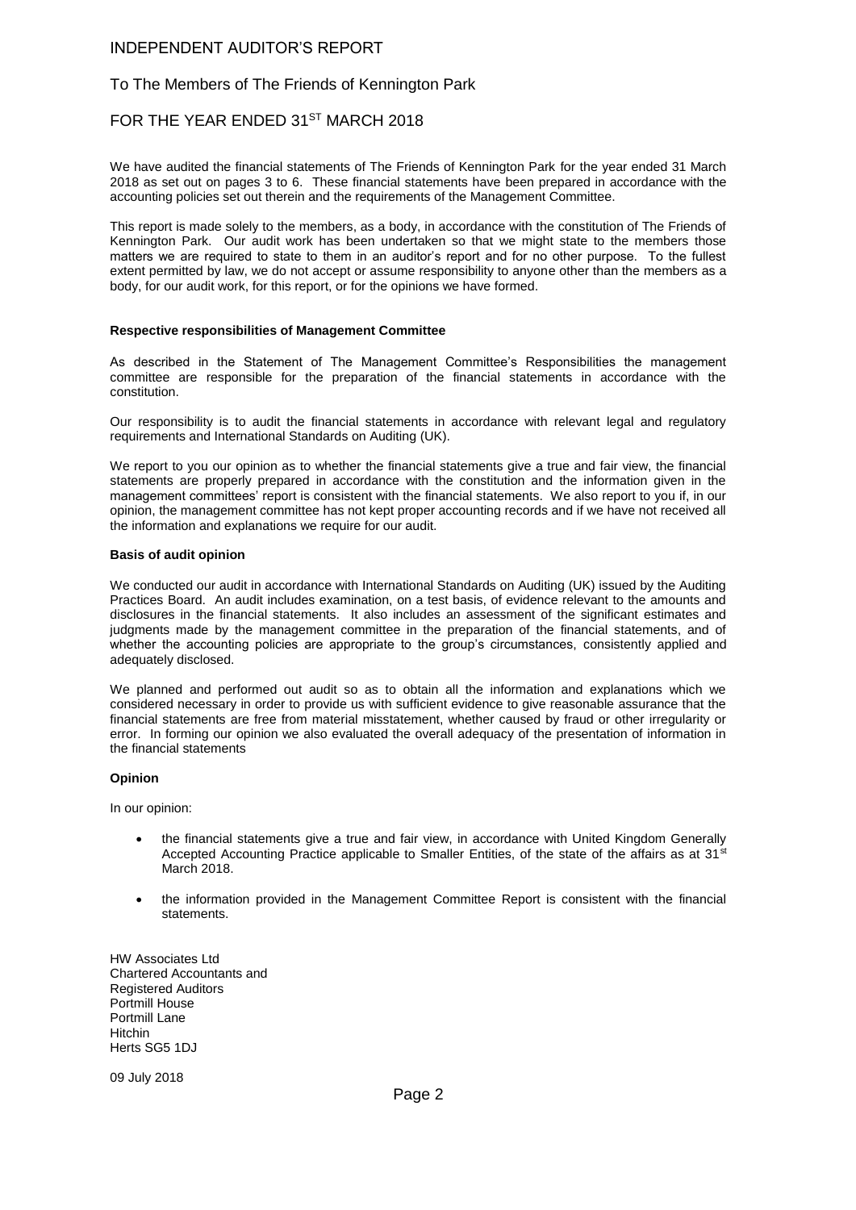# INDEPENDENT AUDITOR'S REPORT

## To The Members of The Friends of Kennington Park

## FOR THE YEAR ENDED 31ST MARCH 2018

We have audited the financial statements of The Friends of Kennington Park for the year ended 31 March 2018 as set out on pages 3 to 6. These financial statements have been prepared in accordance with the accounting policies set out therein and the requirements of the Management Committee.

This report is made solely to the members, as a body, in accordance with the constitution of The Friends of Kennington Park. Our audit work has been undertaken so that we might state to the members those matters we are required to state to them in an auditor's report and for no other purpose. To the fullest extent permitted by law, we do not accept or assume responsibility to anyone other than the members as a body, for our audit work, for this report, or for the opinions we have formed.

**Respective responsibilities of Management Committee**

As described in the Statement of The Management Committee's Responsibilities the management committee are responsible for the preparation of the financial statements in accordance with the constitution.

Our responsibility is to audit the financial statements in accordance with relevant legal and regulatory requirements and International Standards on Auditing (UK).

We report to you our opinion as to whether the financial statements give a true and fair view, the financial statements are properly prepared in accordance with the constitution and the information given in the management committees' report is consistent with the financial statements. We also report to you if, in our opinion, the management committee has not kept proper accounting records and if we have not received all the information and explanations we require for our audit.

**Basis of audit opinion**

We conducted our audit in accordance with International Standards on Auditing (UK) issued by the Auditing Practices Board. An audit includes examination, on a test basis, of evidence relevant to the amounts and disclosures in the financial statements. It also includes an assessment of the significant estimates and judgments made by the management committee in the preparation of the financial statements, and of whether the accounting policies are appropriate to the group's circumstances, consistently applied and adequately disclosed.

We planned and performed out audit so as to obtain all the information and explanations which we considered necessary in order to provide us with sufficient evidence to give reasonable assurance that the financial statements are free from material misstatement, whether caused by fraud or other irregularity or error. In forming our opinion we also evaluated the overall adequacy of the presentation of information in the financial statements

**Opinion**

In our opinion:

- the financial statements give a true and fair view, in accordance with United Kingdom Generally Accepted Accounting Practice applicable to Smaller Entities, of the state of the affairs as at 31st March 2018.
- the information provided in the Management Committee Report is consistent with the financial statements.

HW Associates Ltd
Chartered Accountants and
Registered Auditors
Portmill House
Portmill Lane
Hitchin
Herts SG5 1DJ

09 July 2018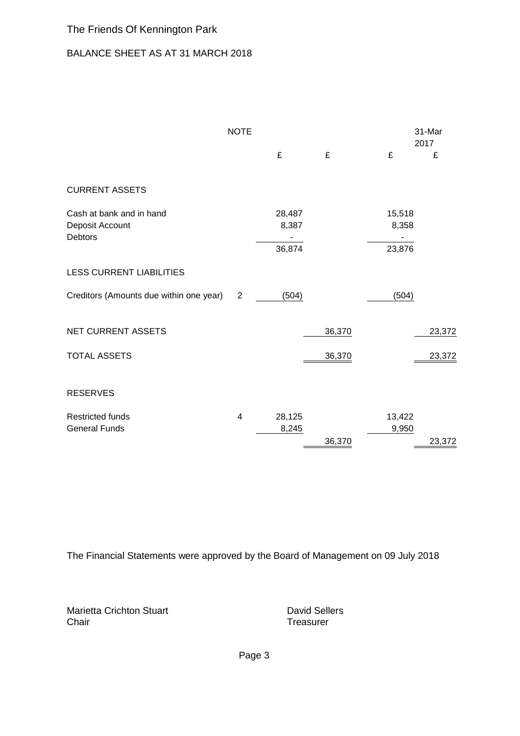# The Friends Of Kennington Park

## BALANCE SHEET AS AT 31 MARCH 2018

| | NOTE | £ | £ | £ | 31-Mar 2017 £ |
|---|---|---|---|---|---|
| **CURRENT ASSETS** | | | | | |
| Cash at bank and in hand | | 28,487 | | 15,518 | |
| Deposit Account | | 8,387 | | 8,358 | |
| Debtors | | - | | - | |
| | | 36,874 | | 23,876 | |
| **LESS CURRENT LIABILITIES** | | | | | |
| Creditors (Amounts due within one year) | 2 | (504) | | (504) | |
| **NET CURRENT ASSETS** | | | 36,370 | | 23,372 |
| **TOTAL ASSETS** | | | 36,370 | | 23,372 |
| **RESERVES** | | | | | |
| Restricted funds | 4 | 28,125 | | 13,422 | |
| General Funds | | 8,245 | | 9,950 | |
| | | | 36,370 | | 23,372 |

The Financial Statements were approved by the Board of Management on 09 July 2018

Marietta Crichton Stuart
Chair

David Sellers
Treasurer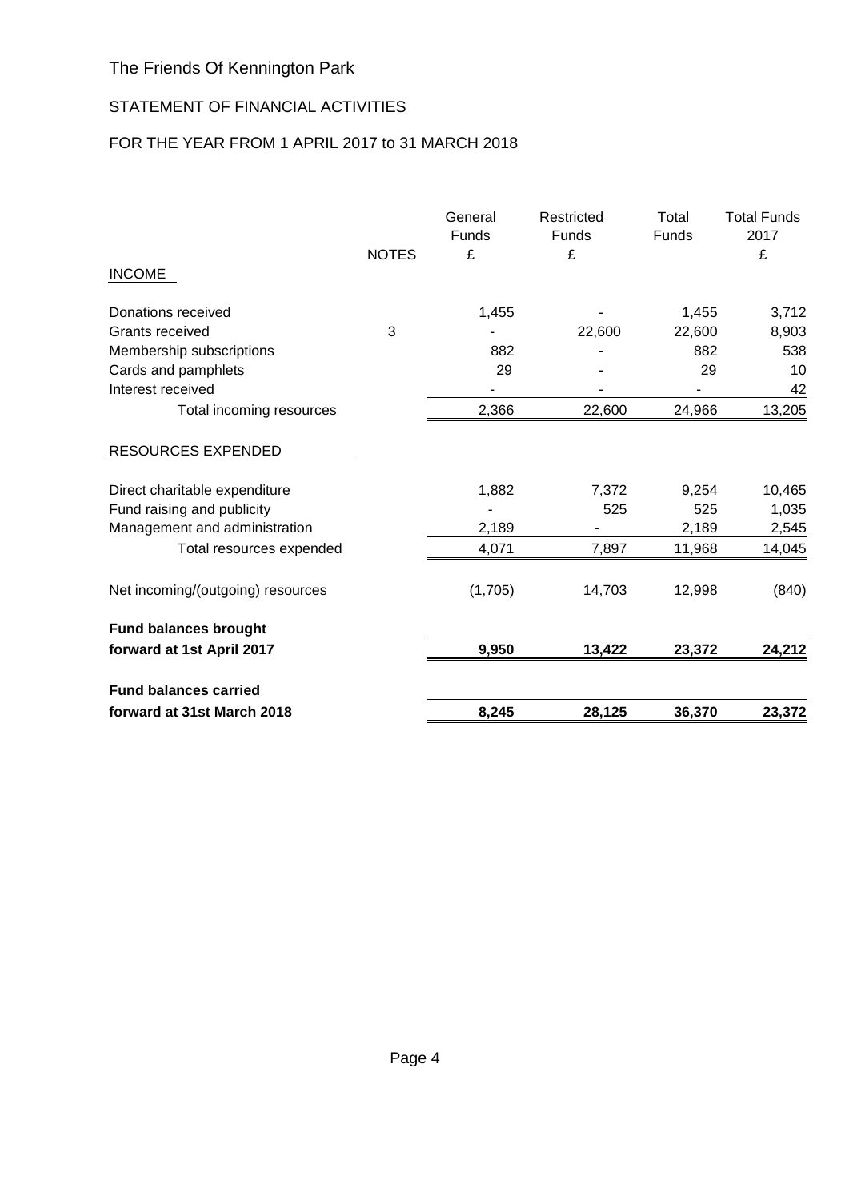# The Friends Of Kennington Park

## STATEMENT OF FINANCIAL ACTIVITIES

## FOR THE YEAR FROM 1 APRIL 2017 to 31 MARCH 2018

| | NOTES | General Funds £ | Restricted Funds £ | Total Funds | Total Funds 2017 £ |
|---|---|---|---|---|---|
| INCOME | | | | | |
| Donations received | | 1,455 | - | 1,455 | 3,712 |
| Grants received | 3 | - | 22,600 | 22,600 | 8,903 |
| Membership subscriptions | | 882 | - | 882 | 538 |
| Cards and pamphlets | | 29 | - | 29 | 10 |
| Interest received | | - | - | - | 42 |
| Total incoming resources | | 2,366 | 22,600 | 24,966 | 13,205 |
| RESOURCES EXPENDED | | | | | |
| Direct charitable expenditure | | 1,882 | 7,372 | 9,254 | 10,465 |
| Fund raising and publicity | | - | 525 | 525 | 1,035 |
| Management and administration | | 2,189 | - | 2,189 | 2,545 |
| Total resources expended | | 4,071 | 7,897 | 11,968 | 14,045 |
| Net incoming/(outgoing) resources | | (1,705) | 14,703 | 12,998 | (840) |
| **Fund balances brought forward at 1st April 2017** | | **9,950** | **13,422** | **23,372** | **24,212** |
| **Fund balances carried forward at 31st March 2018** | | **8,245** | **28,125** | **36,370** | **23,372** |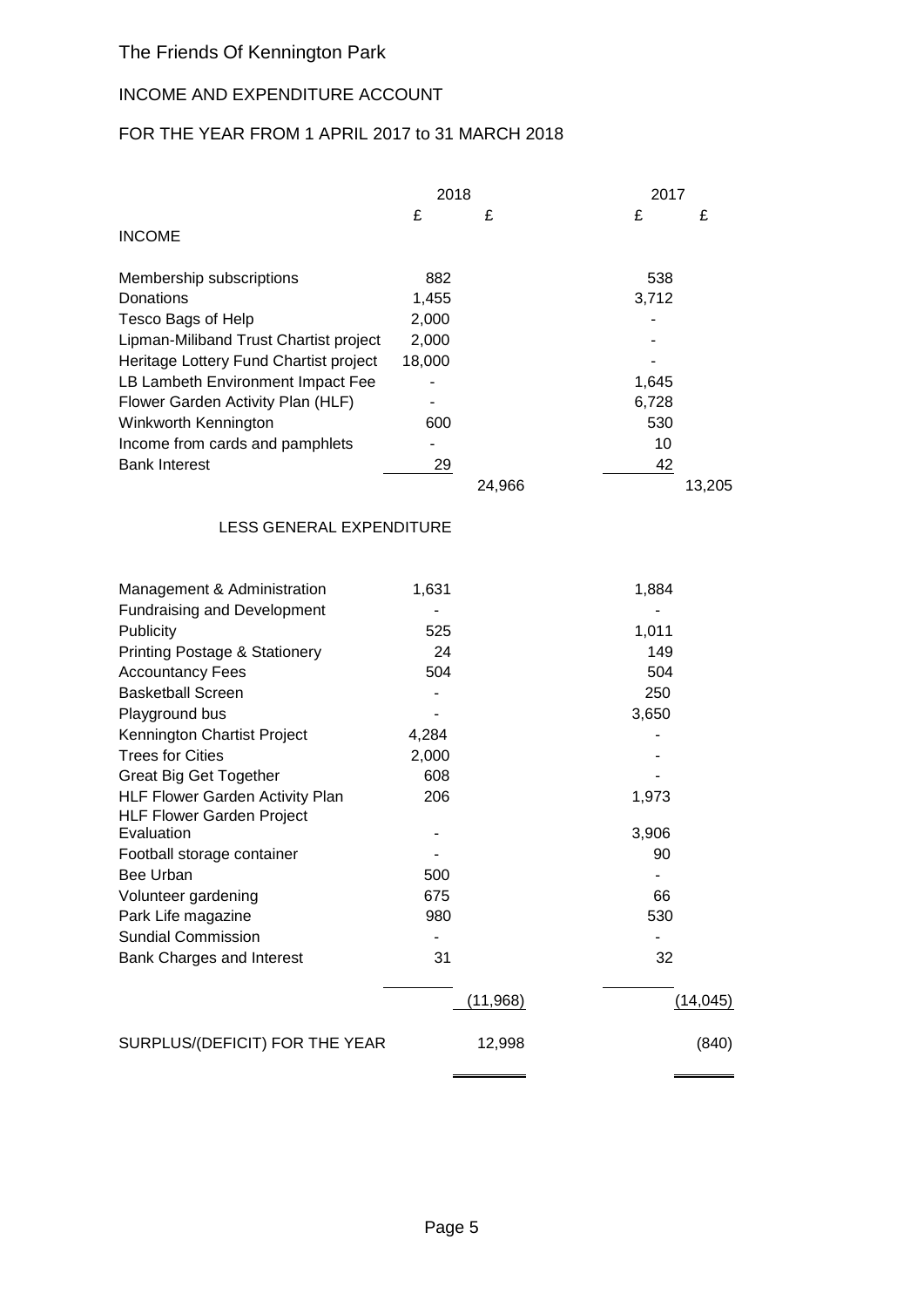The Friends Of Kennington Park

INCOME AND EXPENDITURE ACCOUNT

FOR THE YEAR FROM 1 APRIL 2017 to 31 MARCH 2018

| | 2018 | | 2017 | |
|---|---|---|---|---|
| | £ | £ | £ | £ |
| **INCOME** | | | | |
| Membership subscriptions | 882 | | 538 | |
| Donations | 1,455 | | 3,712 | |
| Tesco Bags of Help | 2,000 | | - | |
| Lipman-Miliband Trust Chartist project | 2,000 | | - | |
| Heritage Lottery Fund Chartist project | 18,000 | | - | |
| LB Lambeth Environment Impact Fee | - | | 1,645 | |
| Flower Garden Activity Plan (HLF) | - | | 6,728 | |
| Winkworth Kennington | 600 | | 530 | |
| Income from cards and pamphlets | - | | 10 | |
| Bank Interest | 29 | | 42 | |
| | | 24,966 | | 13,205 |
| LESS GENERAL EXPENDITURE | | | | |
| Management & Administration | 1,631 | | 1,884 | |
| Fundraising and Development | - | | - | |
| Publicity | 525 | | 1,011 | |
| Printing Postage & Stationery | 24 | | 149 | |
| Accountancy Fees | 504 | | 504 | |
| Basketball Screen | - | | 250 | |
| Playground bus | - | | 3,650 | |
| Kennington Chartist Project | 4,284 | | - | |
| Trees for Cities | 2,000 | | - | |
| Great Big Get Together | 608 | | - | |
| HLF Flower Garden Activity Plan | 206 | | 1,973 | |
| HLF Flower Garden Project Evaluation | - | | 3,906 | |
| Football storage container | - | | 90 | |
| Bee Urban | 500 | | - | |
| Volunteer gardening | 675 | | 66 | |
| Park Life magazine | 980 | | 530 | |
| Sundial Commission | - | | - | |
| Bank Charges and Interest | 31 | | 32 | |
| | | (11,968) | | (14,045) |
| SURPLUS/(DEFICIT) FOR THE YEAR | | 12,998 | | (840) |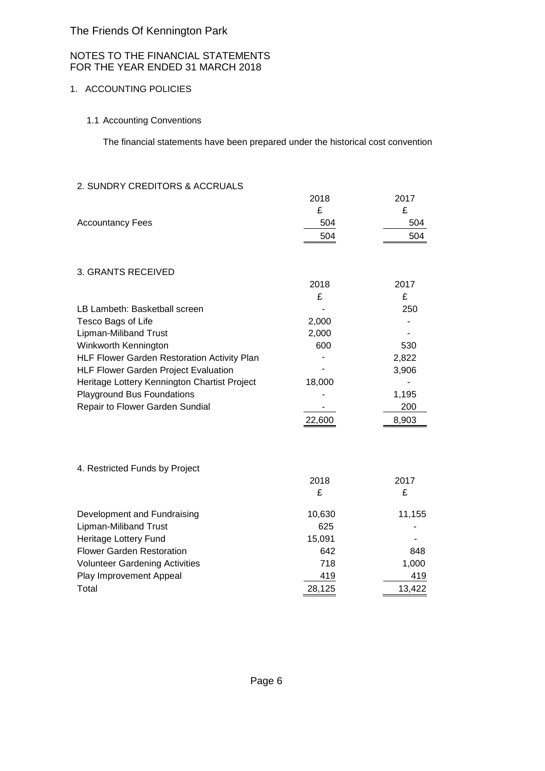# The Friends Of Kennington Park

## NOTES TO THE FINANCIAL STATEMENTS FOR THE YEAR ENDED 31 MARCH 2018

### 1. ACCOUNTING POLICIES

#### 1.1 Accounting Conventions

The financial statements have been prepared under the historical cost convention

### 2. SUNDRY CREDITORS & ACCRUALS

| | 2018 | 2017 |
|---|---|---|
| | £ | £ |
| Accountancy Fees | 504 | 504 |
| | 504 | 504 |

### 3. GRANTS RECEIVED

| | 2018 | 2017 |
|---|---|---|
| | £ | £ |
| LB Lambeth: Basketball screen | - | 250 |
| Tesco Bags of Life | 2,000 | - |
| Lipman-Miliband Trust | 2,000 | - |
| Winkworth Kennington | 600 | 530 |
| HLF Flower Garden Restoration Activity Plan | - | 2,822 |
| HLF Flower Garden Project Evaluation | - | 3,906 |
| Heritage Lottery Kennington Chartist Project | 18,000 | - |
| Playground Bus Foundations | - | 1,195 |
| Repair to Flower Garden Sundial | - | 200 |
| | 22,600 | 8,903 |

### 4. Restricted Funds by Project

| | 2018 | 2017 |
|---|---|---|
| | £ | £ |
| Development and Fundraising | 10,630 | 11,155 |
| Lipman-Miliband Trust | 625 | - |
| Heritage Lottery Fund | 15,091 | - |
| Flower Garden Restoration | 642 | 848 |
| Volunteer Gardening Activities | 718 | 1,000 |
| Play Improvement Appeal | 419 | 419 |
| Total | 28,125 | 13,422 |